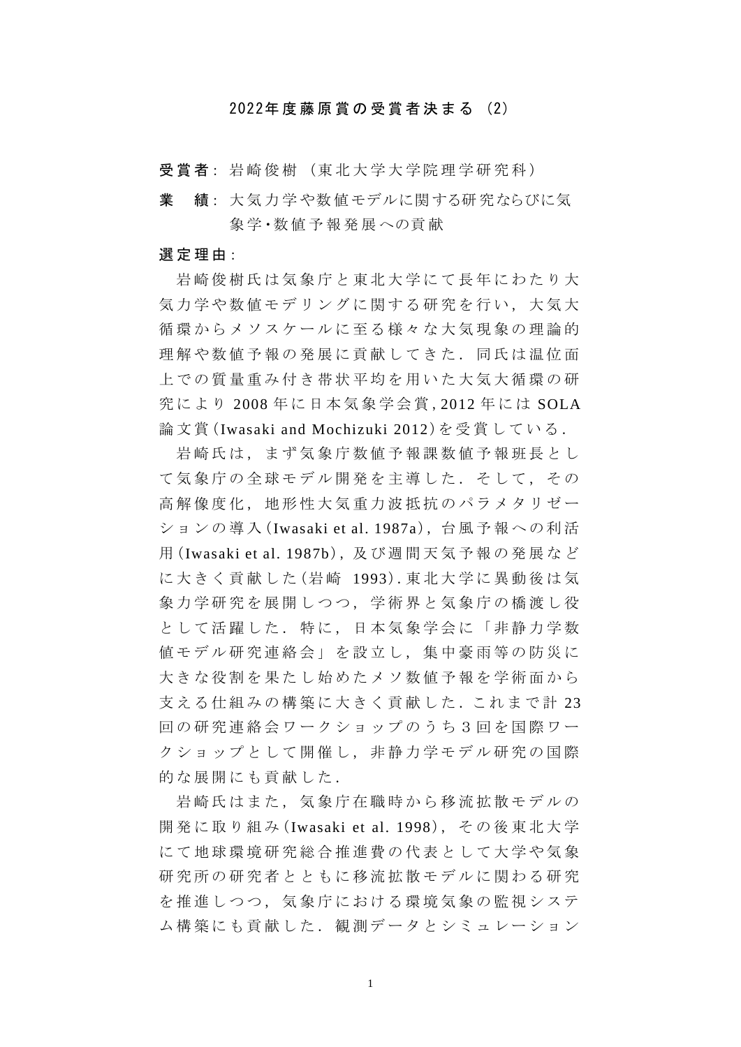# 2022年度藤原賞の受賞者決まる（2）

**受賞者**：岩崎俊樹（東北大学大学院理学研究科）

**業　績**：大気力学や数値モデルに関する研究ならびに気象学・数値予報発展への貢献

**選定理由**：

岩崎俊樹氏は気象庁と東北大学にて長年にわたり大気力学や数値モデリングに関する研究を行い，大気大循環からメソスケールに至る様々な大気現象の理論的理解や数値予報の発展に貢献してきた．同氏は温位面上での質量重み付き帯状平均を用いた大気大循環の研究により 2008 年に日本気象学会賞, 2012 年には SOLA 論文賞（Iwasaki and Mochizuki 2012）を受賞している．

岩崎氏は，まず気象庁数値予報課数値予報班長として気象庁の全球モデル開発を主導した．そして，その高解像度化，地形性大気重力波抵抗のパラメタリゼーションの導入（Iwasaki et al. 1987a），台風予報への利活用（Iwasaki et al. 1987b），及び週間天気予報の発展などに大きく貢献した（岩崎 1993）. 東北大学に異動後は気象力学研究を展開しつつ，学術界と気象庁の橋渡し役として活躍した．特に，日本気象学会に「非静力学数値モデル研究連絡会」を設立し，集中豪雨等の防災に大きな役割を果たし始めたメソ数値予報を学術面から支える仕組みの構築に大きく貢献した．これまで計 23 回の研究連絡会ワークショップのうち３回を国際ワークショップとして開催し，非静力学モデル研究の国際的な展開にも貢献した．

岩崎氏はまた，気象庁在職時から移流拡散モデルの開発に取り組み（Iwasaki et al. 1998），その後東北大学にて地球環境研究総合推進費の代表として大学や気象研究所の研究者とともに移流拡散モデルに関わる研究を推進しつつ，気象庁における環境気象の監視システム構築にも貢献した．観測データとシミュレーション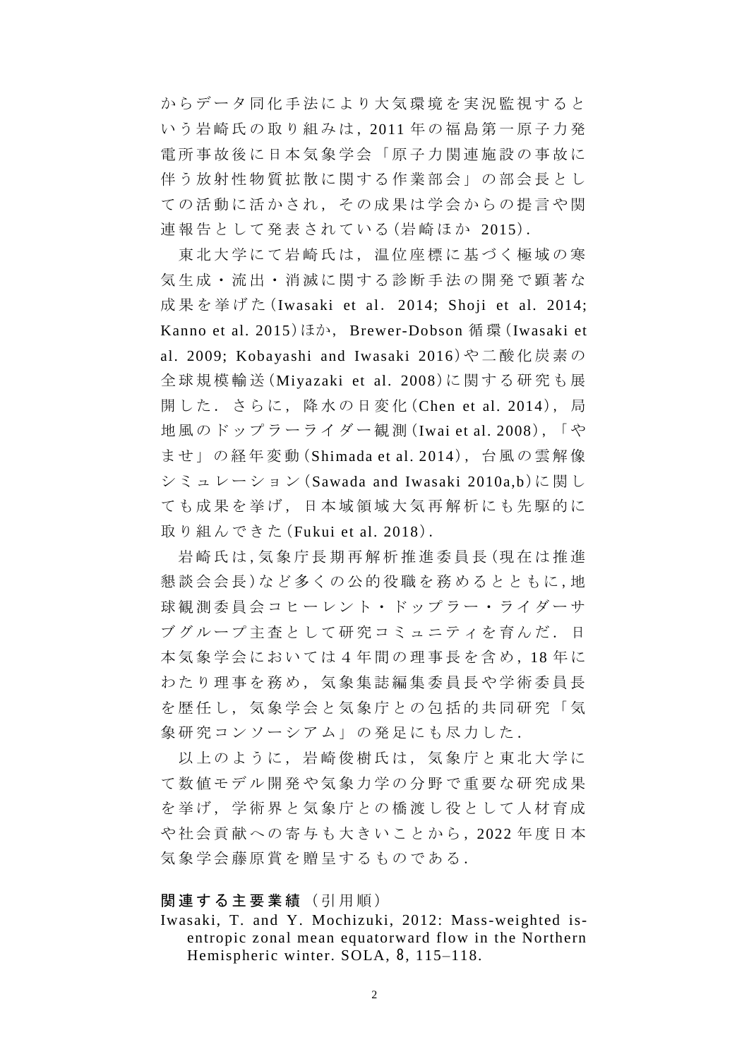からデータ同化手法により大気環境を実況監視するという岩崎氏の取り組みは，2011 年の福島第一原子力発電所事故後に日本気象学会「原子力関連施設の事故に伴う放射性物質拡散に関する作業部会」の部会長としての活動に活かされ，その成果は学会からの提言や関連報告として発表されている(岩崎ほか 2015)．

東北大学にて岩崎氏は，温位座標に基づく極域の寒気生成・流出・消滅に関する診断手法の開発で顕著な成果を挙げた(Iwasaki et al. 2014; Shoji et al. 2014; Kanno et al. 2015)ほか，Brewer-Dobson 循環(Iwasaki et al. 2009; Kobayashi and Iwasaki 2016)や二酸化炭素の全球規模輸送(Miyazaki et al. 2008)に関する研究も展開した．さらに，降水の日変化(Chen et al. 2014)，局地風のドップラーライダー観測(Iwai et al. 2008)，「やませ」の経年変動(Shimada et al. 2014)，台風の雲解像シミュレーション(Sawada and Iwasaki 2010a,b)に関しても成果を挙げ，日本域領域大気再解析にも先駆的に取り組んできた(Fukui et al. 2018)．

岩崎氏は,気象庁長期再解析推進委員長(現在は推進懇談会会長)など多くの公的役職を務めるとともに,地球観測委員会コヒーレント・ドップラー・ライダーサブグループ主査として研究コミュニティを育んだ．日本気象学会においては 4 年間の理事長を含め，18 年にわたり理事を務め，気象集誌編集委員長や学術委員長を歴任し，気象学会と気象庁との包括的共同研究「気象研究コンソーシアム」の発足にも尽力した．

以上のように，岩崎俊樹氏は，気象庁と東北大学にて数値モデル開発や気象力学の分野で重要な研究成果を挙げ，学術界と気象庁との橋渡し役として人材育成や社会貢献への寄与も大きいことから，2022 年度日本気象学会藤原賞を贈呈するものである．

**関連する主要業績**（引用順）

Iwasaki, T. and Y. Mochizuki, 2012: Mass-weighted isentropic zonal mean equatorward flow in the Northern Hemispheric winter. SOLA, **8**, 115–118.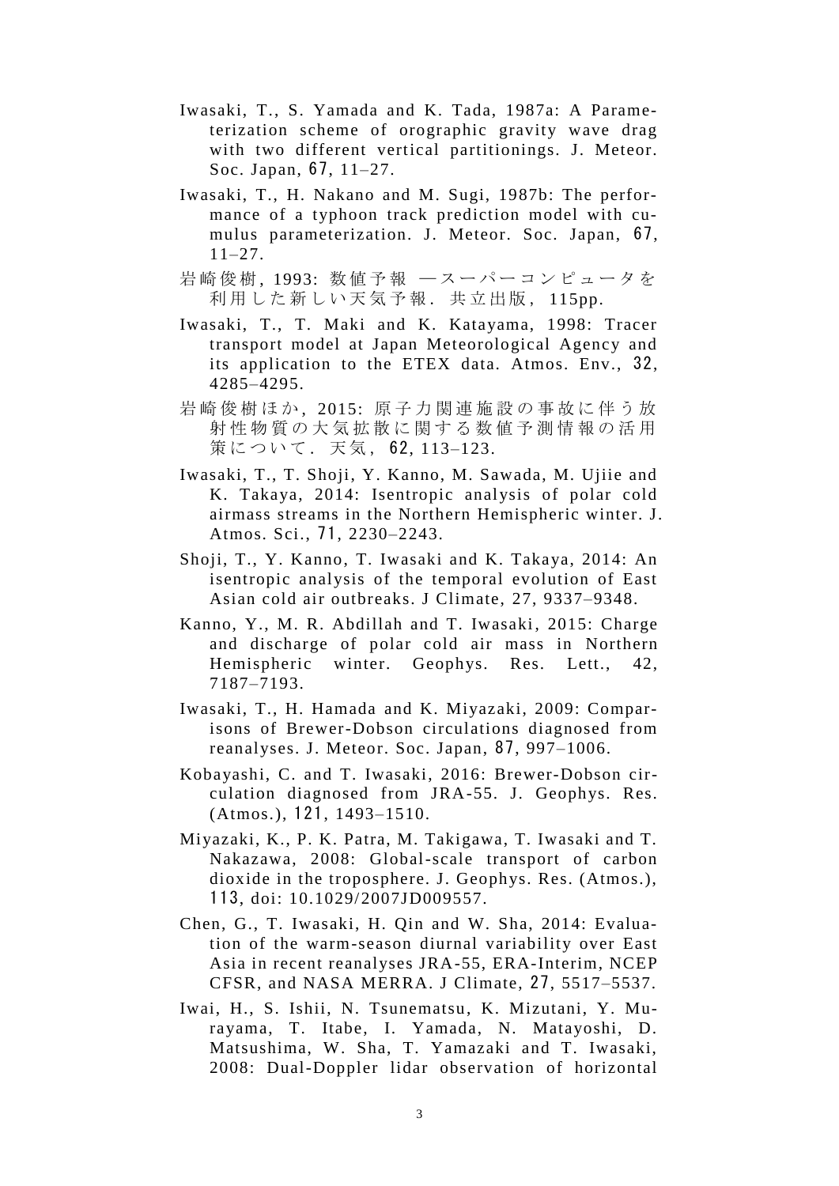Iwasaki, T., S. Yamada and K. Tada, 1987a: A Parameterization scheme of orographic gravity wave drag with two different vertical partitionings. J. Meteor. Soc. Japan, 67, 11–27.

Iwasaki, T., H. Nakano and M. Sugi, 1987b: The performance of a typhoon track prediction model with cumulus parameterization. J. Meteor. Soc. Japan, 67, 11–27.

岩崎俊樹, 1993: 数値予報 —スーパーコンピュータを利用した新しい天気予報．共立出版，115pp.

Iwasaki, T., T. Maki and K. Katayama, 1998: Tracer transport model at Japan Meteorological Agency and its application to the ETEX data. Atmos. Env., 32, 4285–4295.

岩崎俊樹ほか, 2015: 原子力関連施設の事故に伴う放射性物質の大気拡散に関する数値予測情報の活用策について．天気，62, 113–123.

Iwasaki, T., T. Shoji, Y. Kanno, M. Sawada, M. Ujiie and K. Takaya, 2014: Isentropic analysis of polar cold airmass streams in the Northern Hemispheric winter. J. Atmos. Sci., 71, 2230–2243.

Shoji, T., Y. Kanno, T. Iwasaki and K. Takaya, 2014: An isentropic analysis of the temporal evolution of East Asian cold air outbreaks. J Climate, 27, 9337–9348.

Kanno, Y., M. R. Abdillah and T. Iwasaki, 2015: Charge and discharge of polar cold air mass in Northern Hemispheric winter. Geophys. Res. Lett., 42, 7187–7193.

Iwasaki, T., H. Hamada and K. Miyazaki, 2009: Comparisons of Brewer-Dobson circulations diagnosed from reanalyses. J. Meteor. Soc. Japan, 87, 997–1006.

Kobayashi, C. and T. Iwasaki, 2016: Brewer-Dobson circulation diagnosed from JRA-55. J. Geophys. Res. (Atmos.), 121, 1493–1510.

Miyazaki, K., P. K. Patra, M. Takigawa, T. Iwasaki and T. Nakazawa, 2008: Global-scale transport of carbon dioxide in the troposphere. J. Geophys. Res. (Atmos.), 113, doi: 10.1029/2007JD009557.

Chen, G., T. Iwasaki, H. Qin and W. Sha, 2014: Evaluation of the warm-season diurnal variability over East Asia in recent reanalyses JRA-55, ERA-Interim, NCEP CFSR, and NASA MERRA. J Climate, 27, 5517–5537.

Iwai, H., S. Ishii, N. Tsunematsu, K. Mizutani, Y. Murayama, T. Itabe, I. Yamada, N. Matayoshi, D. Matsushima, W. Sha, T. Yamazaki and T. Iwasaki, 2008: Dual-Doppler lidar observation of horizontal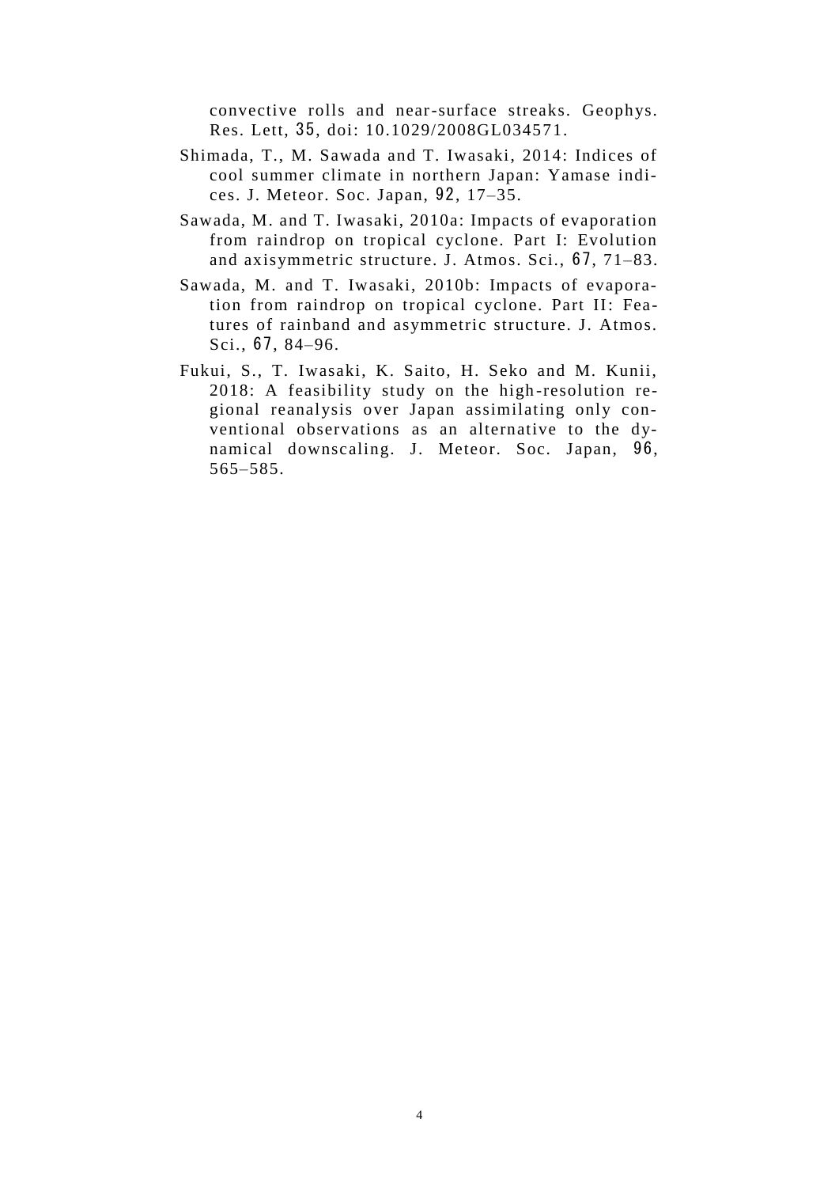convective rolls and near-surface streaks. Geophys. Res. Lett, 35, doi: 10.1029/2008GL034571.

Shimada, T., M. Sawada and T. Iwasaki, 2014: Indices of cool summer climate in northern Japan: Yamase indices. J. Meteor. Soc. Japan, 92, 17–35.

Sawada, M. and T. Iwasaki, 2010a: Impacts of evaporation from raindrop on tropical cyclone. Part I: Evolution and axisymmetric structure. J. Atmos. Sci., 67, 71–83.

Sawada, M. and T. Iwasaki, 2010b: Impacts of evaporation from raindrop on tropical cyclone. Part II: Features of rainband and asymmetric structure. J. Atmos. Sci., 67, 84–96.

Fukui, S., T. Iwasaki, K. Saito, H. Seko and M. Kunii, 2018: A feasibility study on the high-resolution regional reanalysis over Japan assimilating only conventional observations as an alternative to the dynamical downscaling. J. Meteor. Soc. Japan, 96, 565–585.